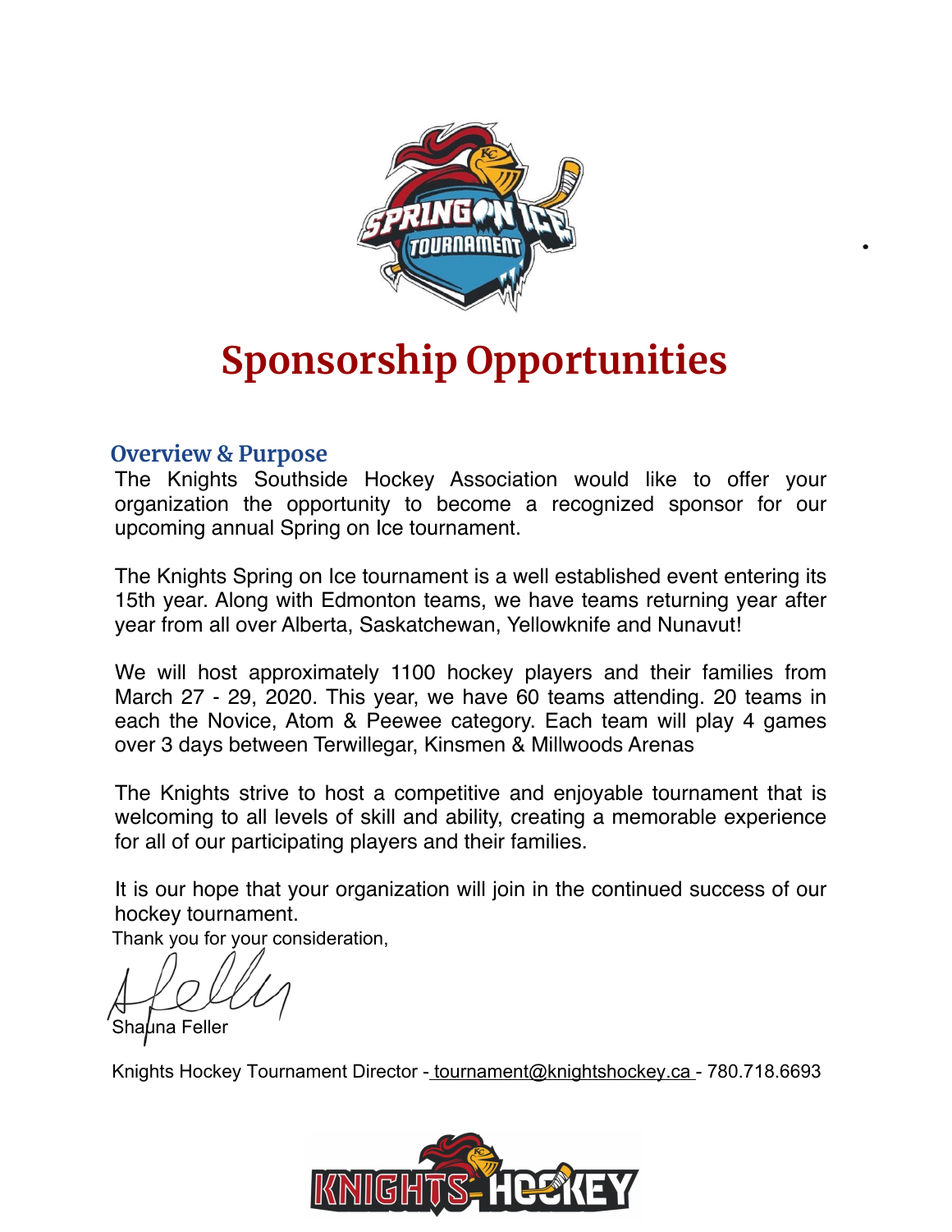# Sponsorship Opportunities

## Overview & Purpose

The Knights Southside Hockey Association would like to offer your organization the opportunity to become a recognized sponsor for our upcoming annual Spring on Ice tournament.

The Knights Spring on Ice tournament is a well established event entering its 15th year. Along with Edmonton teams, we have teams returning year after year from all over Alberta, Saskatchewan, Yellowknife and Nunavut!

We will host approximately 1100 hockey players and their families from March 27 - 29, 2020. This year, we have 60 teams attending. 20 teams in each the Novice, Atom & Peewee category. Each team will play 4 games over 3 days between Terwillegar, Kinsmen & Millwoods Arenas

The Knights strive to host a competitive and enjoyable tournament that is welcoming to all levels of skill and ability, creating a memorable experience for all of our participating players and their families.

It is our hope that your organization will join in the continued success of our hockey tournament.

Thank you for your consideration,

Shauna Feller

Knights Hockey Tournament Director - tournament@knightshockey.ca - 780.718.6693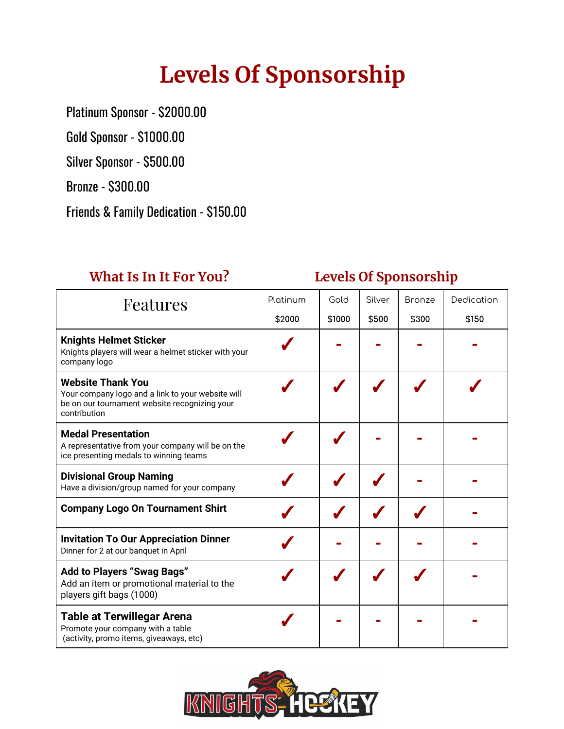# Levels Of Sponsorship

Platinum Sponsor - $2000.00

Gold Sponsor - $1000.00

Silver Sponsor - $500.00

Bronze - $300.00

Friends & Family Dedication - $150.00

## What Is In It For You?

## Levels Of Sponsorship

| Features | Platinum $2000 | Gold $1000 | Silver $500 | Bronze $300 | Dedication $150 |
|---|---|---|---|---|---|
| **Knights Helmet Sticker** Knights players will wear a helmet sticker with your company logo | ✓ | - | - | - | - |
| **Website Thank You** Your company logo and a link to your website will be on our tournament website recognizing your contribution | ✓ | ✓ | ✓ | ✓ | ✓ |
| **Medal Presentation** A representative from your company will be on the ice presenting medals to winning teams | ✓ | ✓ | - | - | - |
| **Divisional Group Naming** Have a division/group named for your company | ✓ | ✓ | ✓ | - | - |
| **Company Logo On Tournament Shirt** | ✓ | ✓ | ✓ | ✓ | - |
| **Invitation To Our Appreciation Dinner** Dinner for 2 at our banquet in April | ✓ | - | - | - | - |
| **Add to Players "Swag Bags"** Add an item or promotional material to the players gift bags (1000) | ✓ | ✓ | ✓ | ✓ | - |
| **Table at Terwillegar Arena** Promote your company with a table (activity, promo items, giveaways, etc) | ✓ | - | - | - | - |

KNIGHTS HOCKEY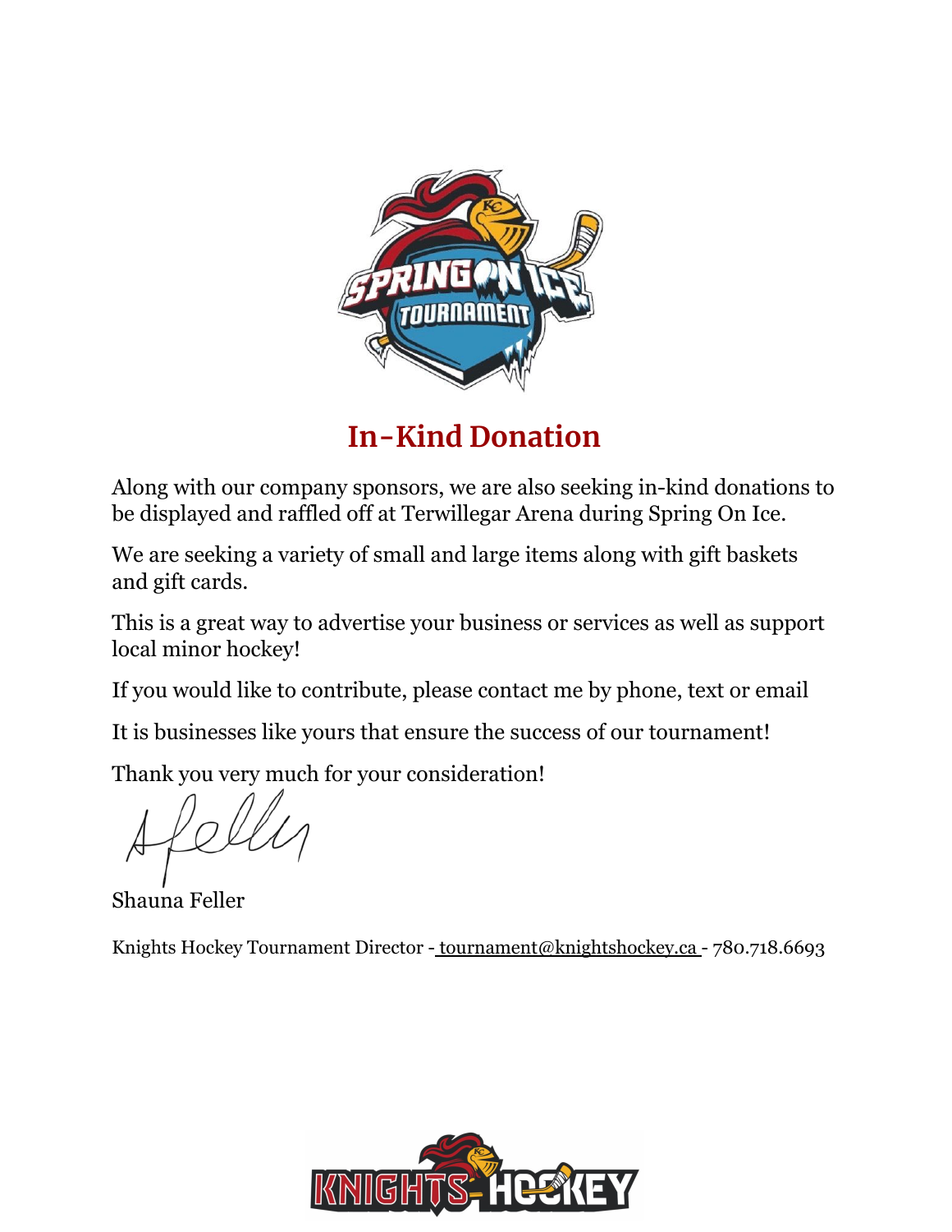# In-Kind Donation

Along with our company sponsors, we are also seeking in-kind donations to be displayed and raffled off at Terwillegar Arena during Spring On Ice.

We are seeking a variety of small and large items along with gift baskets and gift cards.

This is a great way to advertise your business or services as well as support local minor hockey!

If you would like to contribute, please contact me by phone, text or email

It is businesses like yours that ensure the success of our tournament!

Thank you very much for your consideration!

Shauna Feller

Knights Hockey Tournament Director - tournament@knightshockey.ca - 780.718.6693